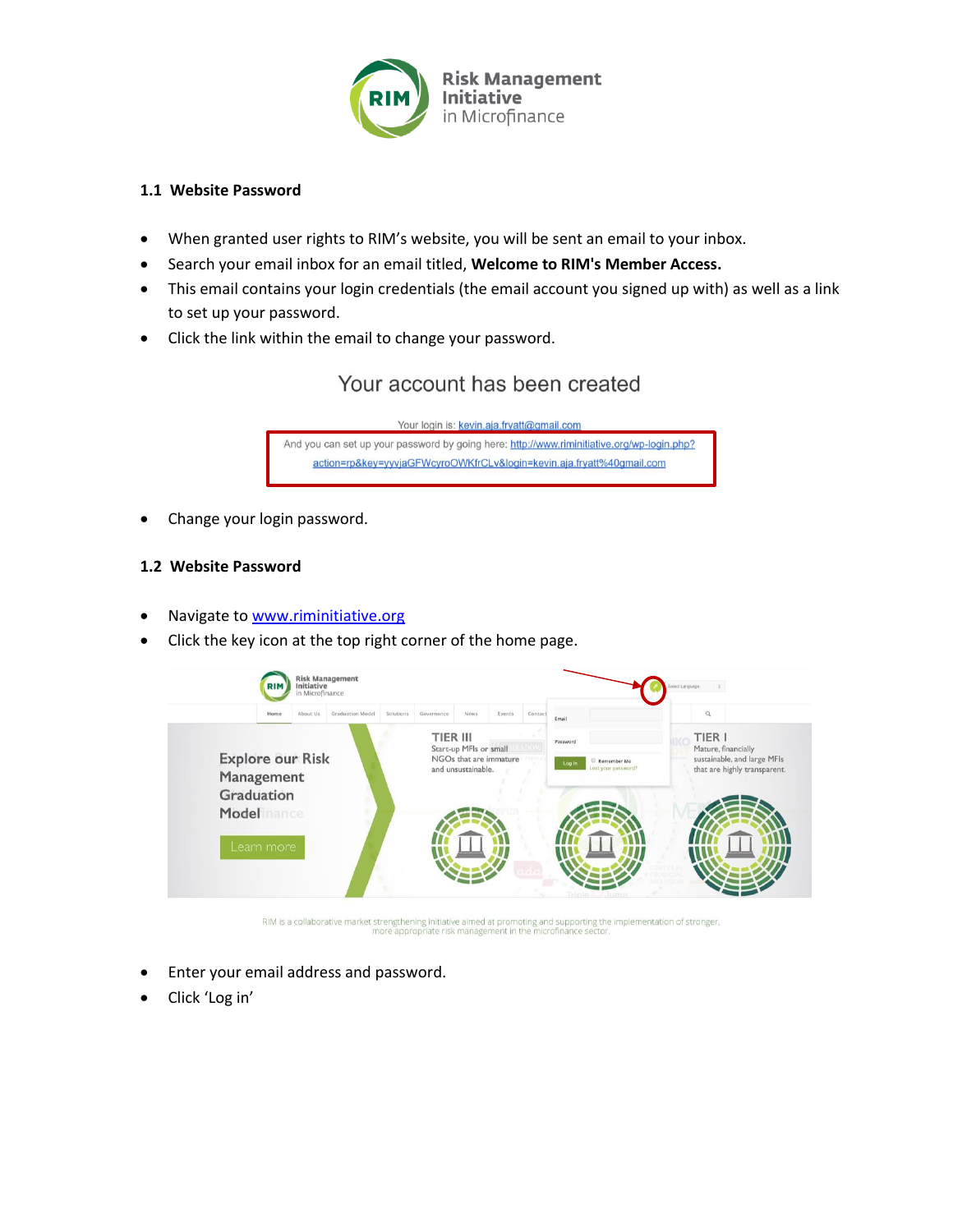## 1.1 Website Password

- When granted user rights to RIM's website, you will be sent an email to your inbox.
- Search your email inbox for an email titled, **Welcome to RIM's Member Access.**
- This email contains your login credentials (the email account you signed up with) as well as a link to set up your password.
- Click the link within the email to change your password.

Your account has been created

Your login is: kevin.aja.fryatt@gmail.com

And you can set up your password by going here: http://www.riminitiative.org/wp-login.php?action=rp&key=yyvjaGFWcyroOWKfrCLv&login=kevin.aja.fryatt%40gmail.com

- Change your login password.

## 1.2 Website Password

- Navigate to www.riminitiative.org
- Click the key icon at the top right corner of the home page.

- Enter your email address and password.
- Click 'Log in'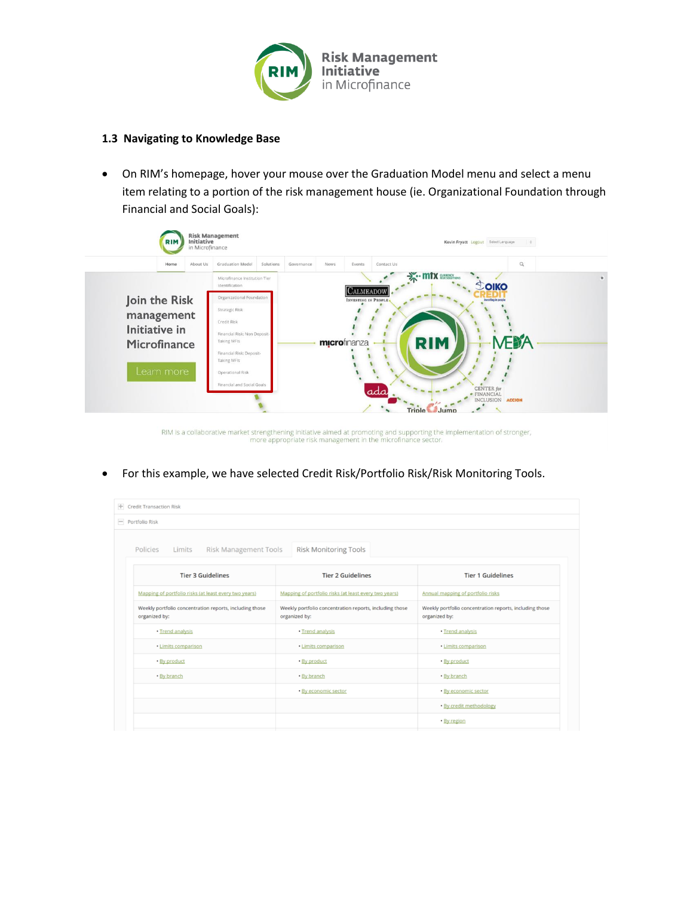### 1.3 Navigating to Knowledge Base

- On RIM's homepage, hover your mouse over the Graduation Model menu and select a menu item relating to a portion of the risk management house (ie. Organizational Foundation through Financial and Social Goals):

- For this example, we have selected Credit Risk/Portfolio Risk/Risk Monitoring Tools.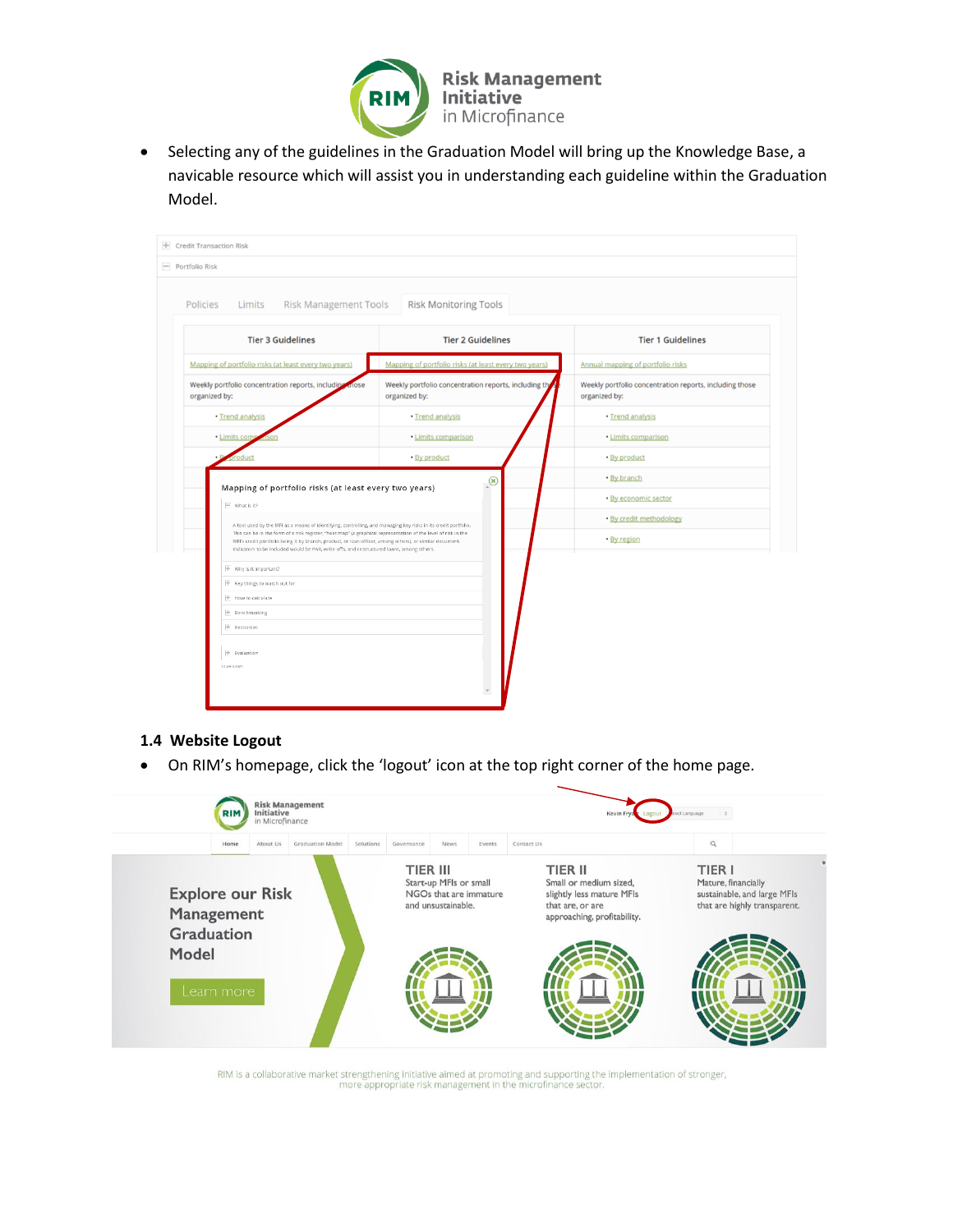- Selecting any of the guidelines in the Graduation Model will bring up the Knowledge Base, a navicable resource which will assist you in understanding each guideline within the Graduation Model.

## 1.4 Website Logout

- On RIM's homepage, click the 'logout' icon at the top right corner of the home page.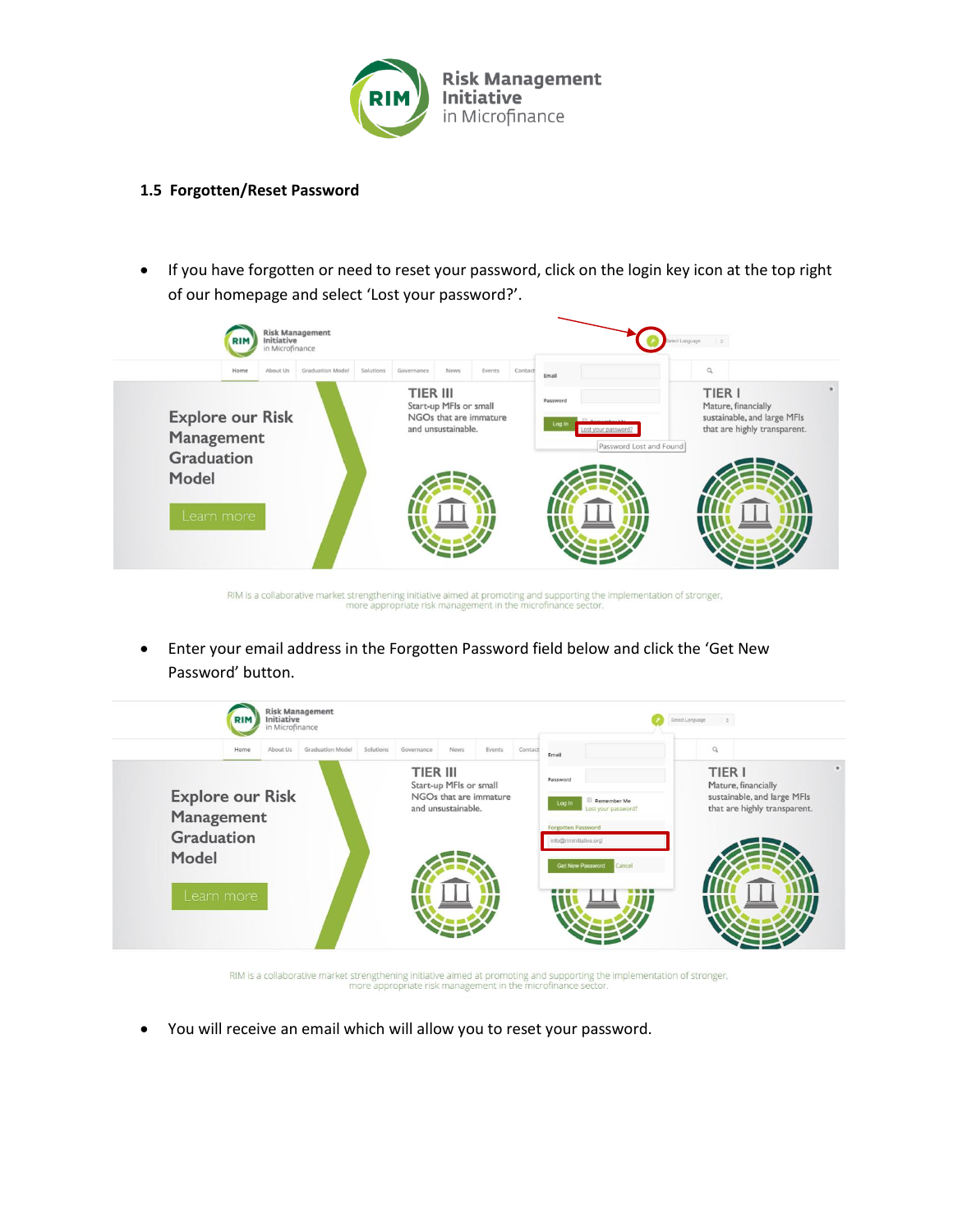## 1.5 Forgotten/Reset Password

- If you have forgotten or need to reset your password, click on the login key icon at the top right of our homepage and select 'Lost your password?'.

- Enter your email address in the Forgotten Password field below and click the 'Get New Password' button.

- You will receive an email which will allow you to reset your password.